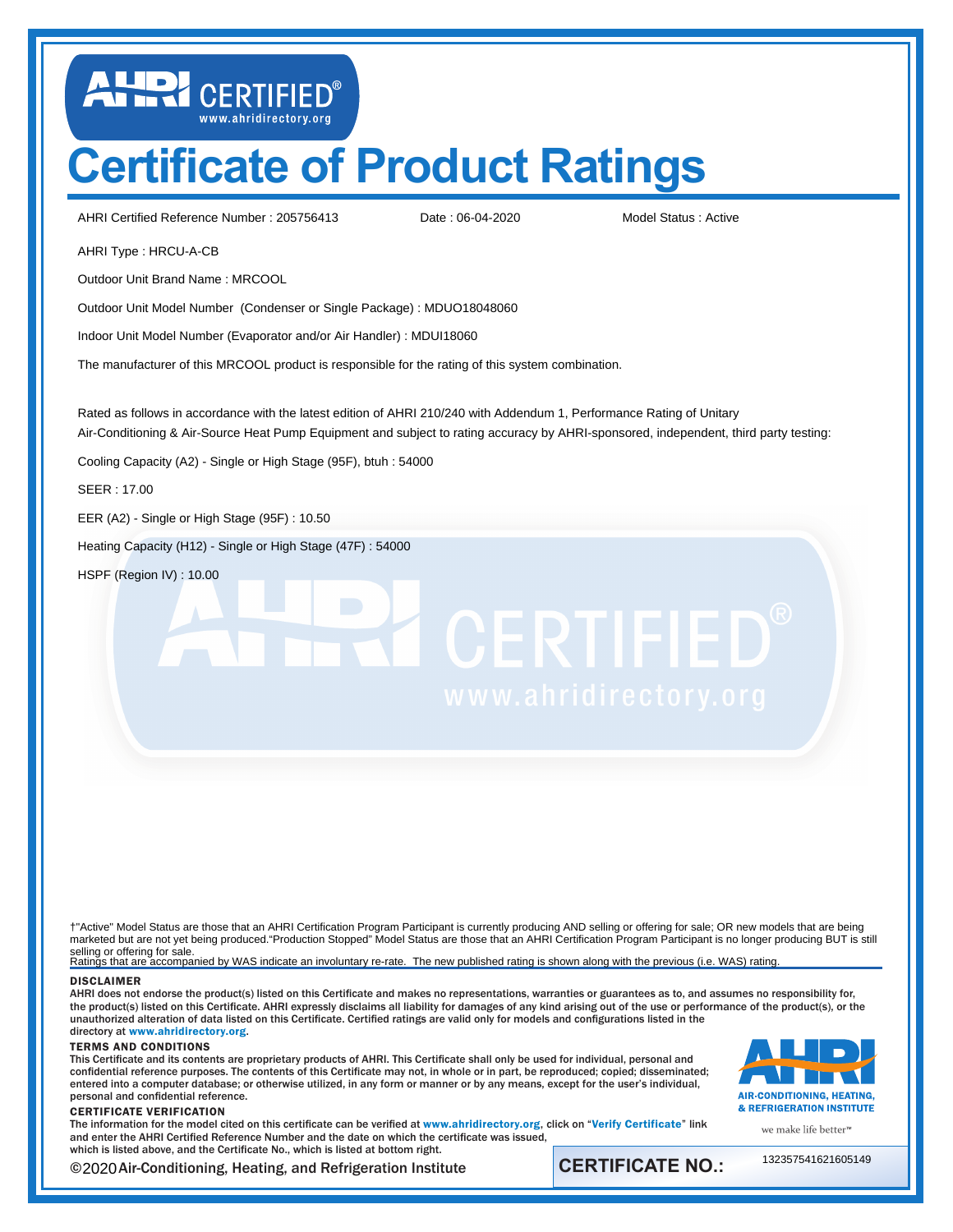# Certificate of Product Ratings

AHRI Certified Reference Number : 205756413    Date : 06-04-2020    Model Status : Active

AHRI Type : HRCU-A-CB

Outdoor Unit Brand Name : MRCOOL

Outdoor Unit Model Number (Condenser or Single Package) : MDUO18048060

Indoor Unit Model Number (Evaporator and/or Air Handler) : MDUI18060

The manufacturer of this MRCOOL product is responsible for the rating of this system combination.

Rated as follows in accordance with the latest edition of AHRI 210/240 with Addendum 1, Performance Rating of Unitary Air-Conditioning & Air-Source Heat Pump Equipment and subject to rating accuracy by AHRI-sponsored, independent, third party testing:

Cooling Capacity (A2) - Single or High Stage (95F), btuh : 54000

SEER : 17.00

EER (A2) - Single or High Stage (95F) : 10.50

Heating Capacity (H12) - Single or High Stage (47F) : 54000

HSPF (Region IV) : 10.00

†"Active" Model Status are those that an AHRI Certification Program Participant is currently producing AND selling or offering for sale; OR new models that are being marketed but are not yet being produced."Production Stopped" Model Status are those that an AHRI Certification Program Participant is no longer producing BUT is still selling or offering for sale.
Ratings that are accompanied by WAS indicate an involuntary re-rate. The new published rating is shown along with the previous (i.e. WAS) rating.

**DISCLAIMER**

AHRI does not endorse the product(s) listed on this Certificate and makes no representations, warranties or guarantees as to, and assumes no responsibility for, the product(s) listed on this Certificate. AHRI expressly disclaims all liability for damages of any kind arising out of the use or performance of the product(s), or the unauthorized alteration of data listed on this Certificate. Certified ratings are valid only for models and configurations listed in the directory at www.ahridirectory.org.

**TERMS AND CONDITIONS**

This Certificate and its contents are proprietary products of AHRI. This Certificate shall only be used for individual, personal and confidential reference purposes. The contents of this Certificate may not, in whole or in part, be reproduced; copied; disseminated; entered into a computer database; or otherwise utilized, in any form or manner or by any means, except for the user's individual, personal and confidential reference.

**CERTIFICATE VERIFICATION**

The information for the model cited on this certificate can be verified at www.ahridirectory.org, click on "Verify Certificate" link and enter the AHRI Certified Reference Number and the date on which the certificate was issued, which is listed above, and the Certificate No., which is listed at bottom right.

AIR-CONDITIONING, HEATING, & REFRIGERATION INSTITUTE

we make life better™

©2020 Air-Conditioning, Heating, and Refrigeration Institute

**CERTIFICATE NO.:** 132357541621605149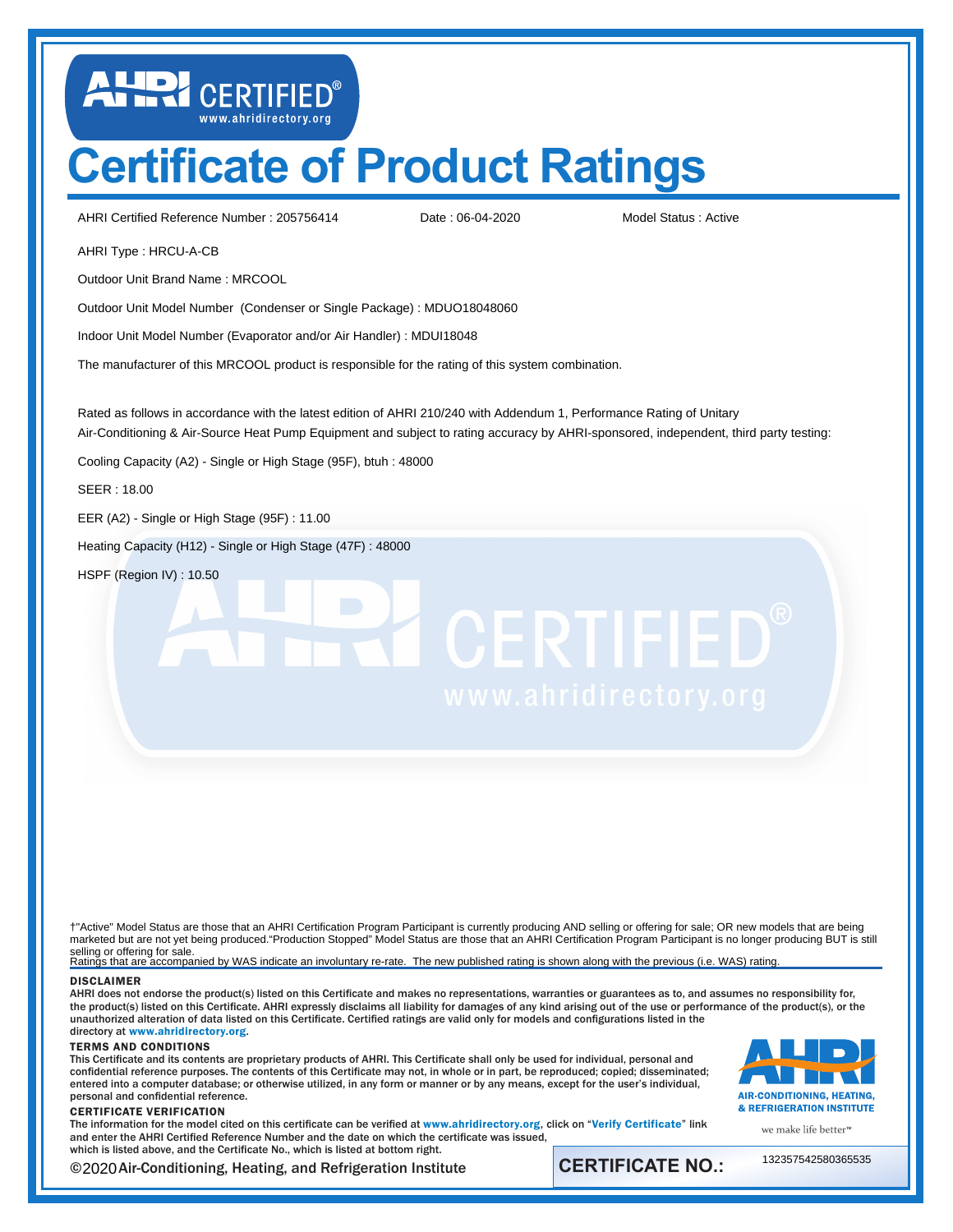AHRI CERTIFIED®
www.ahridirectory.org

# Certificate of Product Ratings

AHRI Certified Reference Number : 205756414    Date : 06-04-2020    Model Status : Active

AHRI Type : HRCU-A-CB

Outdoor Unit Brand Name : MRCOOL

Outdoor Unit Model Number (Condenser or Single Package) : MDUO18048060

Indoor Unit Model Number (Evaporator and/or Air Handler) : MDUI18048

The manufacturer of this MRCOOL product is responsible for the rating of this system combination.

Rated as follows in accordance with the latest edition of AHRI 210/240 with Addendum 1, Performance Rating of Unitary Air-Conditioning & Air-Source Heat Pump Equipment and subject to rating accuracy by AHRI-sponsored, independent, third party testing:

Cooling Capacity (A2) - Single or High Stage (95F), btuh : 48000

SEER : 18.00

EER (A2) - Single or High Stage (95F) : 11.00

Heating Capacity (H12) - Single or High Stage (47F) : 48000

HSPF (Region IV) : 10.50

†"Active" Model Status are those that an AHRI Certification Program Participant is currently producing AND selling or offering for sale; OR new models that are being marketed but are not yet being produced."Production Stopped" Model Status are those that an AHRI Certification Program Participant is no longer producing BUT is still selling or offering for sale.
Ratings that are accompanied by WAS indicate an involuntary re-rate. The new published rating is shown along with the previous (i.e. WAS) rating.

**DISCLAIMER**

AHRI does not endorse the product(s) listed on this Certificate and makes no representations, warranties or guarantees as to, and assumes no responsibility for, the product(s) listed on this Certificate. AHRI expressly disclaims all liability for damages of any kind arising out of the use or performance of the product(s), or the unauthorized alteration of data listed on this Certificate. Certified ratings are valid only for models and configurations listed in the directory at www.ahridirectory.org.

**TERMS AND CONDITIONS**

This Certificate and its contents are proprietary products of AHRI. This Certificate shall only be used for individual, personal and confidential reference purposes. The contents of this Certificate may not, in whole or in part, be reproduced; copied; disseminated; entered into a computer database; or otherwise utilized, in any form or manner or by any means, except for the user's individual, personal and confidential reference.

**CERTIFICATE VERIFICATION**

The information for the model cited on this certificate can be verified at www.ahridirectory.org, click on "Verify Certificate" link and enter the AHRI Certified Reference Number and the date on which the certificate was issued, which is listed above, and the Certificate No., which is listed at bottom right.

©2020 Air-Conditioning, Heating, and Refrigeration Institute

AHRI AIR-CONDITIONING, HEATING, & REFRIGERATION INSTITUTE
we make life better™

**CERTIFICATE NO.:** 132357542580365535